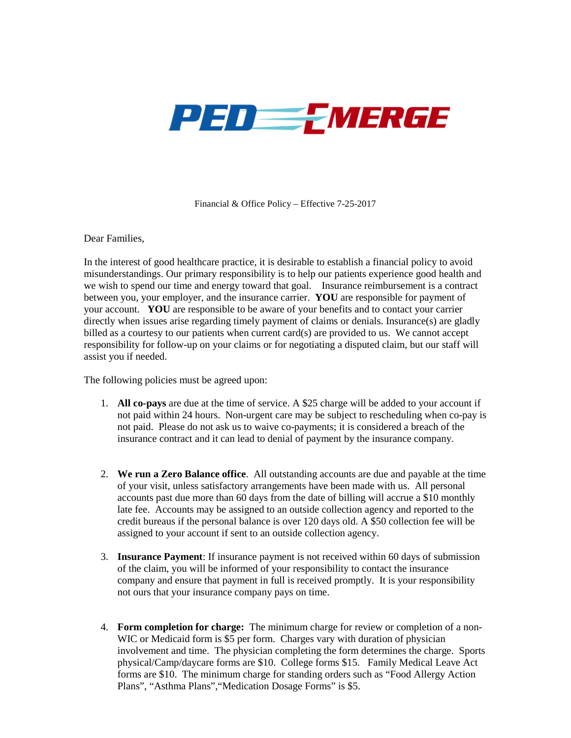# PED EMERGE

Financial & Office Policy – Effective 7-25-2017

Dear Families,

In the interest of good healthcare practice, it is desirable to establish a financial policy to avoid misunderstandings. Our primary responsibility is to help our patients experience good health and we wish to spend our time and energy toward that goal. Insurance reimbursement is a contract between you, your employer, and the insurance carrier. **YOU** are responsible for payment of your account. **YOU** are responsible to be aware of your benefits and to contact your carrier directly when issues arise regarding timely payment of claims or denials. Insurance(s) are gladly billed as a courtesy to our patients when current card(s) are provided to us. We cannot accept responsibility for follow-up on your claims or for negotiating a disputed claim, but our staff will assist you if needed.

The following policies must be agreed upon:

1. **All co-pays** are due at the time of service. A $25 charge will be added to your account if not paid within 24 hours. Non-urgent care may be subject to rescheduling when co-pay is not paid. Please do not ask us to waive co-payments; it is considered a breach of the insurance contract and it can lead to denial of payment by the insurance company.

2. **We run a Zero Balance office**. All outstanding accounts are due and payable at the time of your visit, unless satisfactory arrangements have been made with us. All personal accounts past due more than 60 days from the date of billing will accrue a $10 monthly late fee. Accounts may be assigned to an outside collection agency and reported to the credit bureaus if the personal balance is over 120 days old. A $50 collection fee will be assigned to your account if sent to an outside collection agency.

3. **Insurance Payment**: If insurance payment is not received within 60 days of submission of the claim, you will be informed of your responsibility to contact the insurance company and ensure that payment in full is received promptly. It is your responsibility not ours that your insurance company pays on time.

4. **Form completion for charge:** The minimum charge for review or completion of a non-WIC or Medicaid form is $5 per form. Charges vary with duration of physician involvement and time. The physician completing the form determines the charge. Sports physical/Camp/daycare forms are $10. College forms $15. Family Medical Leave Act forms are $10. The minimum charge for standing orders such as "Food Allergy Action Plans", "Asthma Plans","Medication Dosage Forms" is $5.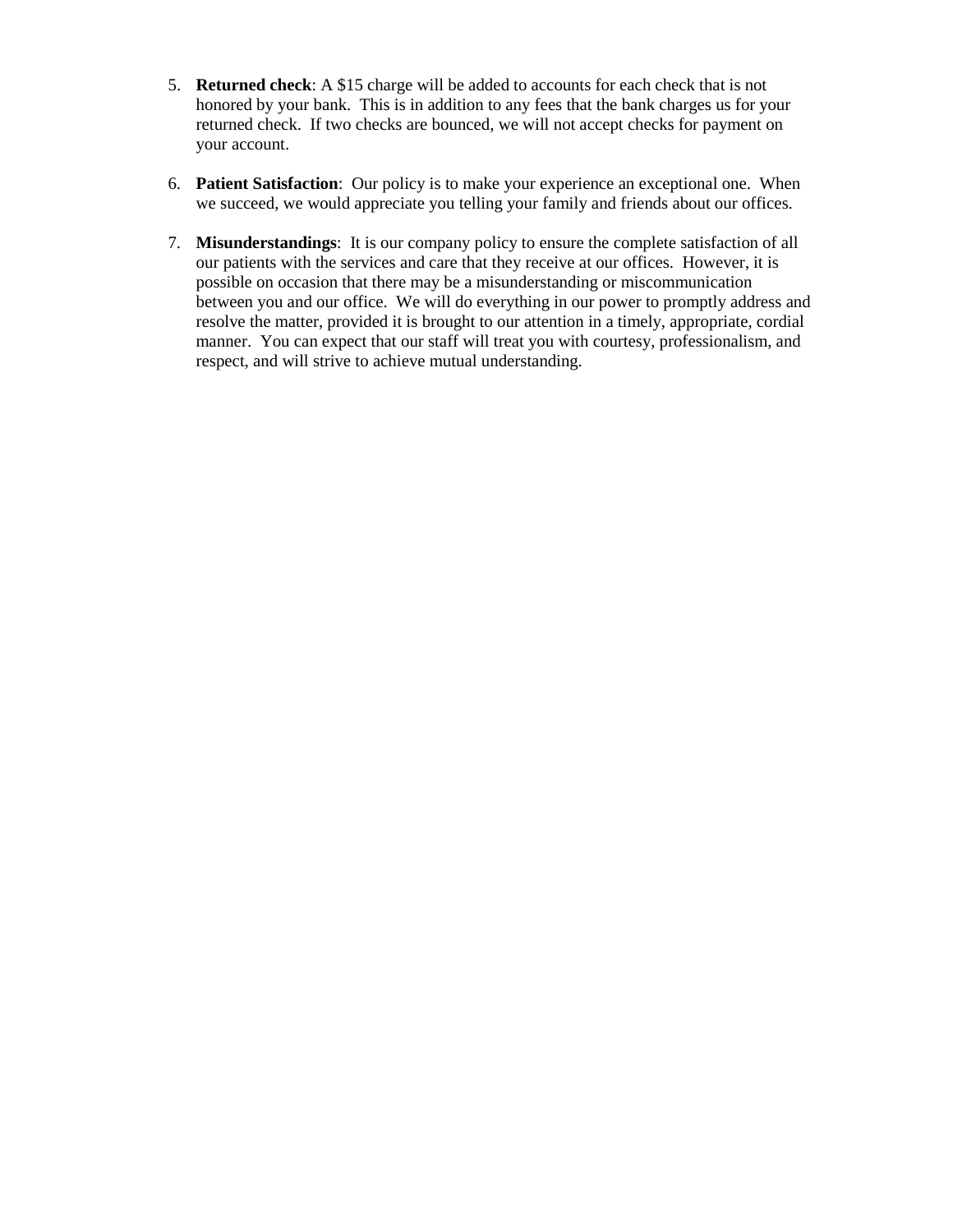5. **Returned check**: A $15 charge will be added to accounts for each check that is not honored by your bank. This is in addition to any fees that the bank charges us for your returned check. If two checks are bounced, we will not accept checks for payment on your account.

6. **Patient Satisfaction**: Our policy is to make your experience an exceptional one. When we succeed, we would appreciate you telling your family and friends about our offices.

7. **Misunderstandings**: It is our company policy to ensure the complete satisfaction of all our patients with the services and care that they receive at our offices. However, it is possible on occasion that there may be a misunderstanding or miscommunication between you and our office. We will do everything in our power to promptly address and resolve the matter, provided it is brought to our attention in a timely, appropriate, cordial manner. You can expect that our staff will treat you with courtesy, professionalism, and respect, and will strive to achieve mutual understanding.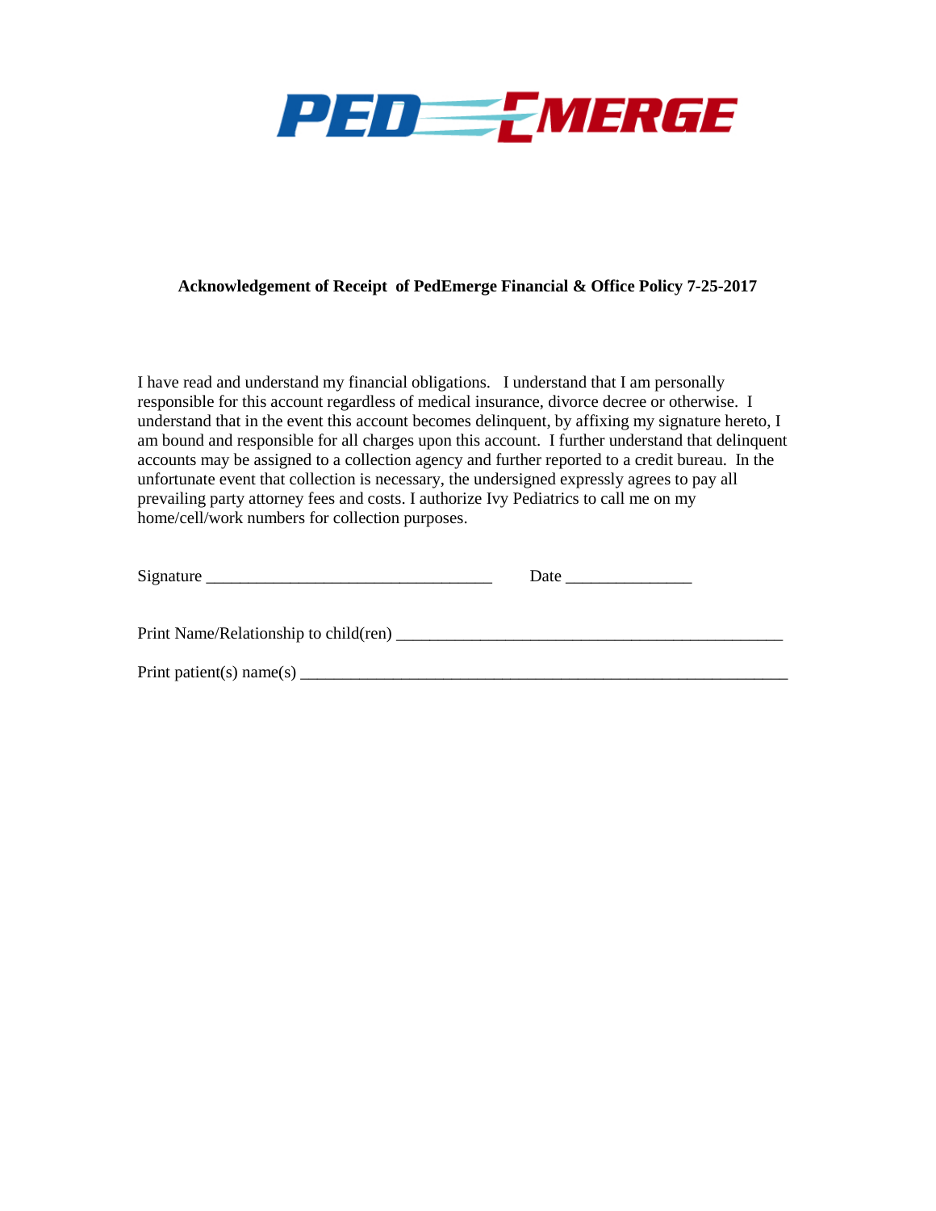PED EMERGE

**Acknowledgement of Receipt of PedEmerge Financial & Office Policy 7-25-2017**

I have read and understand my financial obligations. I understand that I am personally responsible for this account regardless of medical insurance, divorce decree or otherwise. I understand that in the event this account becomes delinquent, by affixing my signature hereto, I am bound and responsible for all charges upon this account. I further understand that delinquent accounts may be assigned to a collection agency and further reported to a credit bureau. In the unfortunate event that collection is necessary, the undersigned expressly agrees to pay all prevailing party attorney fees and costs. I authorize Ivy Pediatrics to call me on my home/cell/work numbers for collection purposes.

Signature ________________________________ Date ______________

Print Name/Relationship to child(ren) ____________________________________________

Print patient(s) name(s) _______________________________________________________